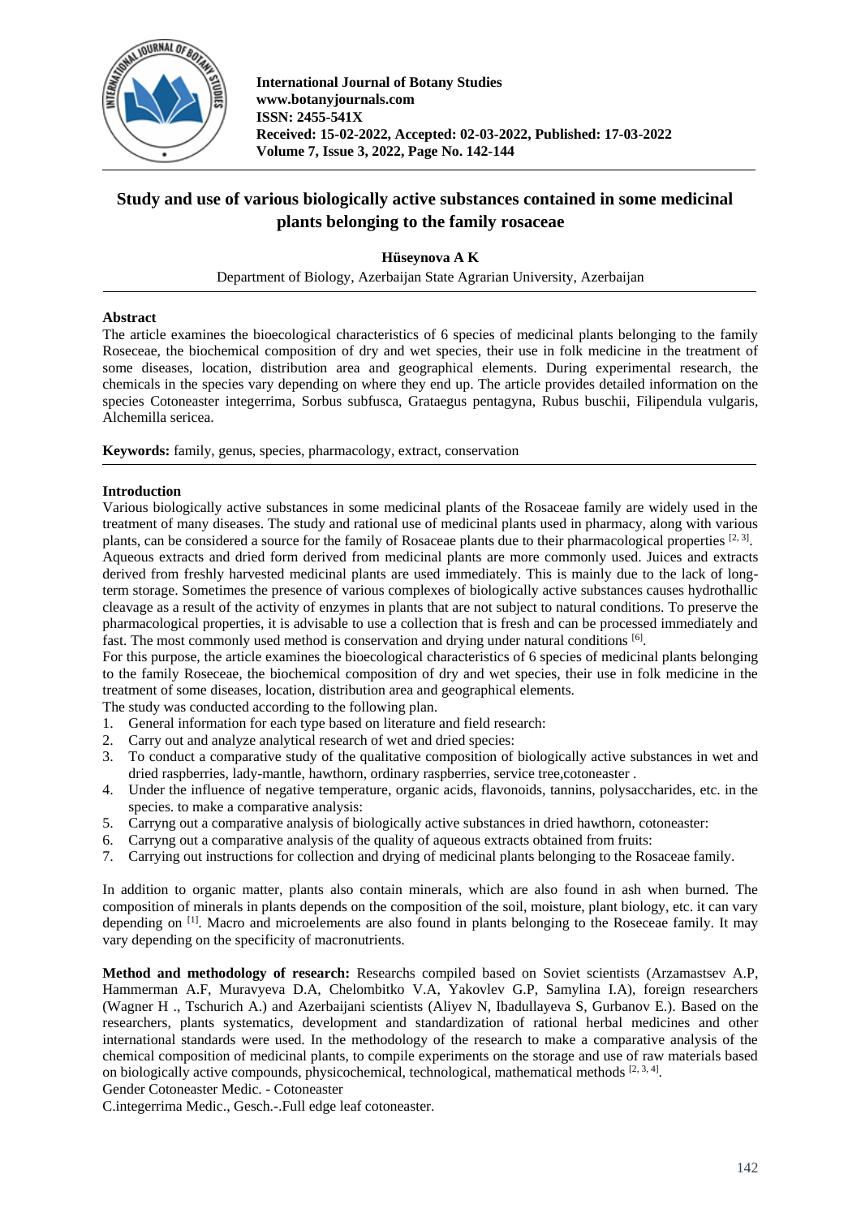International Journal of Botany Studies
www.botanyjournals.com
ISSN: 2455-541X
Received: 15-02-2022, Accepted: 02-03-2022, Published: 17-03-2022
Volume 7, Issue 3, 2022, Page No. 142-144

# Study and use of various biologically active substances contained in some medicinal plants belonging to the family rosaceae

**Hüseynova A K**

Department of Biology, Azerbaijan State Agrarian University, Azerbaijan

## Abstract

The article examines the bioecological characteristics of 6 species of medicinal plants belonging to the family Roseceae, the biochemical composition of dry and wet species, their use in folk medicine in the treatment of some diseases, location, distribution area and geographical elements. During experimental research, the chemicals in the species vary depending on where they end up. The article provides detailed information on the species Cotoneaster integerrima, Sorbus subfusca, Grataegus pentagyna, Rubus buschii, Filipendula vulgaris, Alchemilla sericea.

**Keywords:** family, genus, species, pharmacology, extract, conservation

## Introduction

Various biologically active substances in some medicinal plants of the Rosaceae family are widely used in the treatment of many diseases. The study and rational use of medicinal plants used in pharmacy, along with various plants, can be considered a source for the family of Rosaceae plants due to their pharmacological properties [2, 3].

Aqueous extracts and dried form derived from medicinal plants are more commonly used. Juices and extracts derived from freshly harvested medicinal plants are used immediately. This is mainly due to the lack of long-term storage. Sometimes the presence of various complexes of biologically active substances causes hydrothallic cleavage as a result of the activity of enzymes in plants that are not subject to natural conditions. To preserve the pharmacological properties, it is advisable to use a collection that is fresh and can be processed immediately and fast. The most commonly used method is conservation and drying under natural conditions [6].

For this purpose, the article examines the bioecological characteristics of 6 species of medicinal plants belonging to the family Roseceae, the biochemical composition of dry and wet species, their use in folk medicine in the treatment of some diseases, location, distribution area and geographical elements.

The study was conducted according to the following plan.

1. General information for each type based on literature and field research:
2. Carry out and analyze analytical research of wet and dried species:
3. To conduct a comparative study of the qualitative composition of biologically active substances in wet and dried raspberries, lady-mantle, hawthorn, ordinary raspberries, service tree,cotoneaster .
4. Under the influence of negative temperature, organic acids, flavonoids, tannins, polysaccharides, etc. in the species. to make a comparative analysis:
5. Carryng out a comparative analysis of biologically active substances in dried hawthorn, cotoneaster:
6. Carryng out a comparative analysis of the quality of aqueous extracts obtained from fruits:
7. Carrying out instructions for collection and drying of medicinal plants belonging to the Rosaceae family.

In addition to organic matter, plants also contain minerals, which are also found in ash when burned. The composition of minerals in plants depends on the composition of the soil, moisture, plant biology, etc. it can vary depending on [1]. Macro and microelements are also found in plants belonging to the Roseceae family. It may vary depending on the specificity of macronutrients.

**Method and methodology of research:** Researchs compiled based on Soviet scientists (Arzamastsev A.P, Hammerman A.F, Muravyeva D.A, Chelombitko V.A, Yakovlev G.P, Samylina I.A), foreign researchers (Wagner H ., Tschurich A.) and Azerbaijani scientists (Aliyev N, Ibadullayeva S, Gurbanov E.). Based on the researchers, plants systematics, development and standardization of rational herbal medicines and other international standards were used. In the methodology of the research to make a comparative analysis of the chemical composition of medicinal plants, to compile experiments on the storage and use of raw materials based on biologically active compounds, physicochemical, technological, mathematical methods [2, 3, 4].

Gender Cotoneaster Medic. - Cotoneaster

C.integerrima Medic., Gesch.-.Full edge leaf cotoneaster.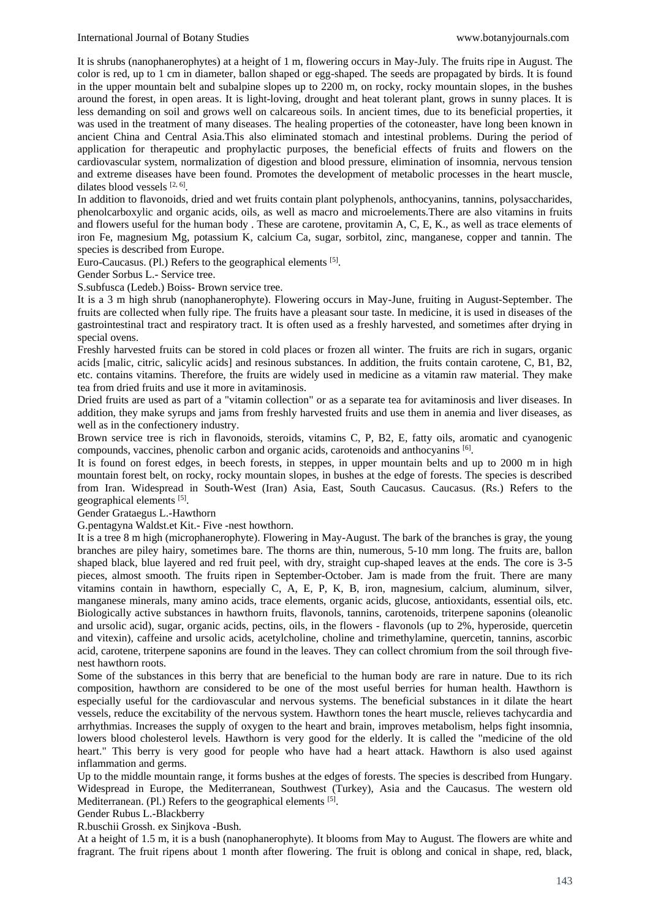It is shrubs (nanophanerophytes) at a height of 1 m, flowering occurs in May-July. The fruits ripe in August. The color is red, up to 1 cm in diameter, ballon shaped or egg-shaped. The seeds are propagated by birds. It is found in the upper mountain belt and subalpine slopes up to 2200 m, on rocky, rocky mountain slopes, in the bushes around the forest, in open areas. It is light-loving, drought and heat tolerant plant, grows in sunny places. It is less demanding on soil and grows well on calcareous soils. In ancient times, due to its beneficial properties, it was used in the treatment of many diseases. The healing properties of the cotoneaster, have long been known in ancient China and Central Asia.This also eliminated stomach and intestinal problems. During the period of application for therapeutic and prophylactic purposes, the beneficial effects of fruits and flowers on the cardiovascular system, normalization of digestion and blood pressure, elimination of insomnia, nervous tension and extreme diseases have been found. Promotes the development of metabolic processes in the heart muscle, dilates blood vessels [2, 6].

In addition to flavonoids, dried and wet fruits contain plant polyphenols, anthocyanins, tannins, polysaccharides, phenolcarboxylic and organic acids, oils, as well as macro and microelements.There are also vitamins in fruits and flowers useful for the human body . These are carotene, provitamin A, C, E, K., as well as trace elements of iron Fe, magnesium Mg, potassium K, calcium Ca, sugar, sorbitol, zinc, manganese, copper and tannin. The species is described from Europe.

Euro-Caucasus. (Pl.) Refers to the geographical elements [5].

Gender Sorbus L.- Service tree.

S.subfusca (Ledeb.) Boiss- Brown service tree.

It is a 3 m high shrub (nanophanerophyte). Flowering occurs in May-June, fruiting in August-September. The fruits are collected when fully ripe. The fruits have a pleasant sour taste. In medicine, it is used in diseases of the gastrointestinal tract and respiratory tract. It is often used as a freshly harvested, and sometimes after drying in special ovens.

Freshly harvested fruits can be stored in cold places or frozen all winter. The fruits are rich in sugars, organic acids [malic, citric, salicylic acids] and resinous substances. In addition, the fruits contain carotene, C, B1, B2, etc. contains vitamins. Therefore, the fruits are widely used in medicine as a vitamin raw material. They make tea from dried fruits and use it more in avitaminosis.

Dried fruits are used as part of a "vitamin collection" or as a separate tea for avitaminosis and liver diseases. In addition, they make syrups and jams from freshly harvested fruits and use them in anemia and liver diseases, as well as in the confectionery industry.

Brown service tree is rich in flavonoids, steroids, vitamins C, P, B2, E, fatty oils, aromatic and cyanogenic compounds, vaccines, phenolic carbon and organic acids, carotenoids and anthocyanins [6].

It is found on forest edges, in beech forests, in steppes, in upper mountain belts and up to 2000 m in high mountain forest belt, on rocky, rocky mountain slopes, in bushes at the edge of forests. The species is described from Iran. Widespread in South-West (Iran) Asia, East, South Caucasus. Caucasus. (Rs.) Refers to the geographical elements [5].

Gender Grataegus L.-Hawthorn

G.pentagyna Waldst.et Kit.- Five -nest howthorn.

It is a tree 8 m high (microphanerophyte). Flowering in May-August. The bark of the branches is gray, the young branches are piley hairy, sometimes bare. The thorns are thin, numerous, 5-10 mm long. The fruits are, ballon shaped black, blue layered and red fruit peel, with dry, straight cup-shaped leaves at the ends. The core is 3-5 pieces, almost smooth. The fruits ripen in September-October. Jam is made from the fruit. There are many vitamins contain in hawthorn, especially C, A, E, P, K, B, iron, magnesium, calcium, aluminum, silver, manganese minerals, many amino acids, trace elements, organic acids, glucose, antioxidants, essential oils, etc. Biologically active substances in hawthorn fruits, flavonols, tannins, carotenoids, triterpene saponins (oleanolic and ursolic acid), sugar, organic acids, pectins, oils, in the flowers - flavonols (up to 2%, hyperoside, quercetin and vitexin), caffeine and ursolic acids, acetylcholine, choline and trimethylamine, quercetin, tannins, ascorbic acid, carotene, triterpene saponins are found in the leaves. They can collect chromium from the soil through five-nest hawthorn roots.

Some of the substances in this berry that are beneficial to the human body are rare in nature. Due to its rich composition, hawthorn are considered to be one of the most useful berries for human health. Hawthorn is especially useful for the cardiovascular and nervous systems. The beneficial substances in it dilate the heart vessels, reduce the excitability of the nervous system. Hawthorn tones the heart muscle, relieves tachycardia and arrhythmias. Increases the supply of oxygen to the heart and brain, improves metabolism, helps fight insomnia, lowers blood cholesterol levels. Hawthorn is very good for the elderly. It is called the "medicine of the old heart." This berry is very good for people who have had a heart attack. Hawthorn is also used against inflammation and germs.

Up to the middle mountain range, it forms bushes at the edges of forests. The species is described from Hungary. Widespread in Europe, the Mediterranean, Southwest (Turkey), Asia and the Caucasus. The western old Mediterranean. (Pl.) Refers to the geographical elements [5].

Gender Rubus L.-Blackberry

R.buschii Grossh. ex Sinjkova -Bush.

At a height of 1.5 m, it is a bush (nanophanerophyte). It blooms from May to August. The flowers are white and fragrant. The fruit ripens about 1 month after flowering. The fruit is oblong and conical in shape, red, black,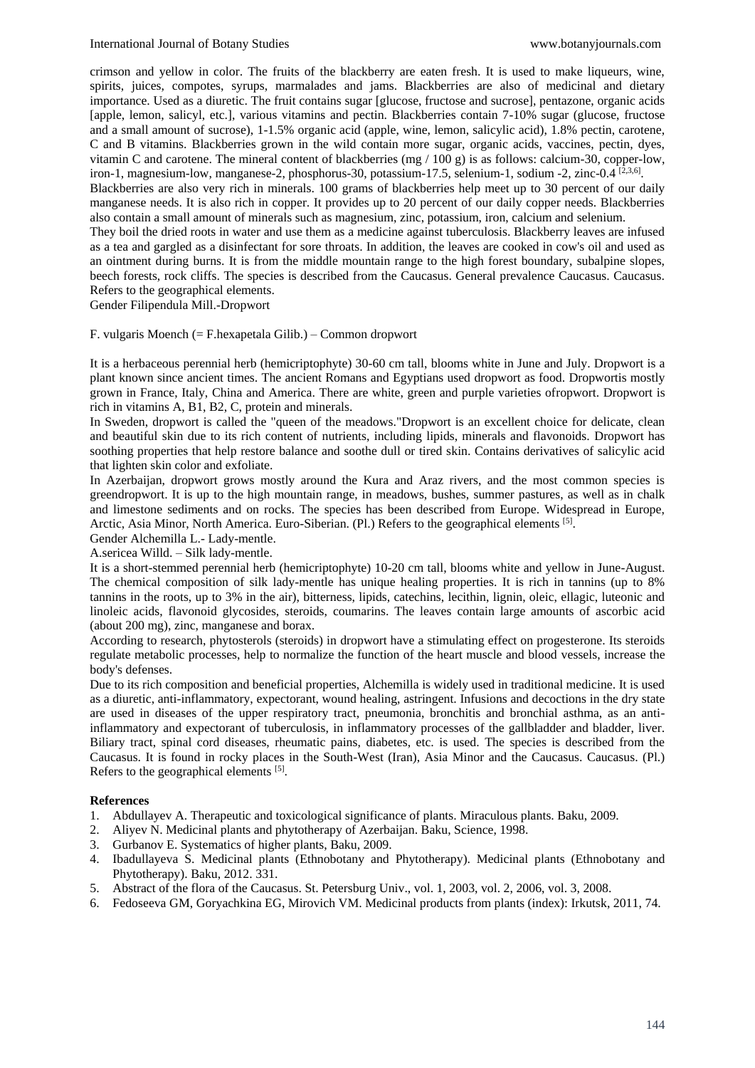crimson and yellow in color. The fruits of the blackberry are eaten fresh. It is used to make liqueurs, wine, spirits, juices, compotes, syrups, marmalades and jams. Blackberries are also of medicinal and dietary importance. Used as a diuretic. The fruit contains sugar [glucose, fructose and sucrose], pentazone, organic acids [apple, lemon, salicyl, etc.], various vitamins and pectin. Blackberries contain 7-10% sugar (glucose, fructose and a small amount of sucrose), 1-1.5% organic acid (apple, wine, lemon, salicylic acid), 1.8% pectin, carotene, C and B vitamins. Blackberries grown in the wild contain more sugar, organic acids, vaccines, pectin, dyes, vitamin C and carotene. The mineral content of blackberries (mg / 100 g) is as follows: calcium-30, copper-low, iron-1, magnesium-low, manganese-2, phosphorus-30, potassium-17.5, selenium-1, sodium -2, zinc-0.4 [2,3,6].

Blackberries are also very rich in minerals. 100 grams of blackberries help meet up to 30 percent of our daily manganese needs. It is also rich in copper. It provides up to 20 percent of our daily copper needs. Blackberries also contain a small amount of minerals such as magnesium, zinc, potassium, iron, calcium and selenium.

They boil the dried roots in water and use them as a medicine against tuberculosis. Blackberry leaves are infused as a tea and gargled as a disinfectant for sore throats. In addition, the leaves are cooked in cow's oil and used as an ointment during burns. It is from the middle mountain range to the high forest boundary, subalpine slopes, beech forests, rock cliffs. The species is described from the Caucasus. General prevalence Caucasus. Caucasus. Refers to the geographical elements.

Gender Filipendula Mill.-Dropwort

F. vulgaris Moench (= F.hexapetala Gilib.) – Common dropwort

It is a herbaceous perennial herb (hemicriptophyte) 30-60 cm tall, blooms white in June and July. Dropwort is a plant known since ancient times. The ancient Romans and Egyptians used dropwort as food. Dropwortis mostly grown in France, Italy, China and America. There are white, green and purple varieties ofropwort. Dropwort is rich in vitamins A, B1, B2, C, protein and minerals.

In Sweden, dropwort is called the "queen of the meadows."Dropwort is an excellent choice for delicate, clean and beautiful skin due to its rich content of nutrients, including lipids, minerals and flavonoids. Dropwort has soothing properties that help restore balance and soothe dull or tired skin. Contains derivatives of salicylic acid that lighten skin color and exfoliate.

In Azerbaijan, dropwort grows mostly around the Kura and Araz rivers, and the most common species is greendropwort. It is up to the high mountain range, in meadows, bushes, summer pastures, as well as in chalk and limestone sediments and on rocks. The species has been described from Europe. Widespread in Europe, Arctic, Asia Minor, North America. Euro-Siberian. (Pl.) Refers to the geographical elements [5].

Gender Alchemilla L.- Lady-mentle.

A.sericea Willd. – Silk lady-mentle.

It is a short-stemmed perennial herb (hemicriptophyte) 10-20 cm tall, blooms white and yellow in June-August. The chemical composition of silk lady-mentle has unique healing properties. It is rich in tannins (up to 8% tannins in the roots, up to 3% in the air), bitterness, lipids, catechins, lecithin, lignin, oleic, ellagic, luteonic and linoleic acids, flavonoid glycosides, steroids, coumarins. The leaves contain large amounts of ascorbic acid (about 200 mg), zinc, manganese and borax.

According to research, phytosterols (steroids) in dropwort have a stimulating effect on progesterone. Its steroids regulate metabolic processes, help to normalize the function of the heart muscle and blood vessels, increase the body's defenses.

Due to its rich composition and beneficial properties, Alchemilla is widely used in traditional medicine. It is used as a diuretic, anti-inflammatory, expectorant, wound healing, astringent. Infusions and decoctions in the dry state are used in diseases of the upper respiratory tract, pneumonia, bronchitis and bronchial asthma, as an anti-inflammatory and expectorant of tuberculosis, in inflammatory processes of the gallbladder and bladder, liver. Biliary tract, spinal cord diseases, rheumatic pains, diabetes, etc. is used. The species is described from the Caucasus. It is found in rocky places in the South-West (Iran), Asia Minor and the Caucasus. Caucasus. (Pl.) Refers to the geographical elements [5].

## References

1. Abdullayev A. Therapeutic and toxicological significance of plants. Miraculous plants. Baku, 2009.
2. Aliyev N. Medicinal plants and phytotherapy of Azerbaijan. Baku, Science, 1998.
3. Gurbanov E. Systematics of higher plants, Baku, 2009.
4. Ibadullayeva S. Medicinal plants (Ethnobotany and Phytotherapy). Medicinal plants (Ethnobotany and Phytotherapy). Baku, 2012. 331.
5. Abstract of the flora of the Caucasus. St. Petersburg Univ., vol. 1, 2003, vol. 2, 2006, vol. 3, 2008.
6. Fedoseeva GM, Goryachkina EG, Mirovich VM. Medicinal products from plants (index): Irkutsk, 2011, 74.